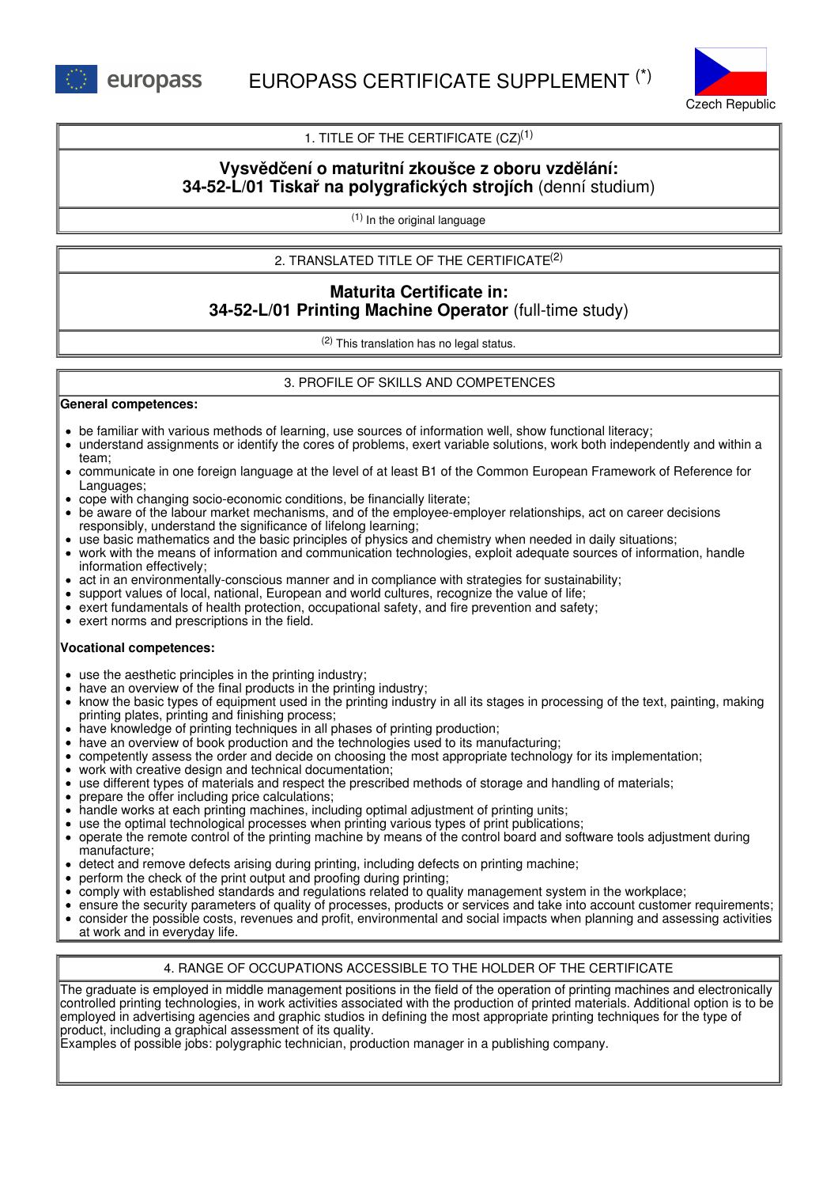europass

# EUROPASS CERTIFICATE SUPPLEMENT (*)

Czech Republic

## 1. TITLE OF THE CERTIFICATE (CZ)(1)

**Vysvědčení o maturitní zkoušce z oboru vzdělání:**
**34-52-L/01 Tiskař na polygrafických strojích** (denní studium)

(1) In the original language

## 2. TRANSLATED TITLE OF THE CERTIFICATE(2)

**Maturita Certificate in:**
**34-52-L/01 Printing Machine Operator** (full-time study)

(2) This translation has no legal status.

## 3. PROFILE OF SKILLS AND COMPETENCES

**General competences:**

- be familiar with various methods of learning, use sources of information well, show functional literacy;
- understand assignments or identify the cores of problems, exert variable solutions, work both independently and within a team;
- communicate in one foreign language at the level of at least B1 of the Common European Framework of Reference for Languages;
- cope with changing socio-economic conditions, be financially literate;
- be aware of the labour market mechanisms, and of the employee-employer relationships, act on career decisions responsibly, understand the significance of lifelong learning;
- use basic mathematics and the basic principles of physics and chemistry when needed in daily situations;
- work with the means of information and communication technologies, exploit adequate sources of information, handle information effectively;
- act in an environmentally-conscious manner and in compliance with strategies for sustainability;
- support values of local, national, European and world cultures, recognize the value of life;
- exert fundamentals of health protection, occupational safety, and fire prevention and safety;
- exert norms and prescriptions in the field.

**Vocational competences:**

- use the aesthetic principles in the printing industry;
- have an overview of the final products in the printing industry;
- know the basic types of equipment used in the printing industry in all its stages in processing of the text, painting, making printing plates, printing and finishing process;
- have knowledge of printing techniques in all phases of printing production;
- have an overview of book production and the technologies used to its manufacturing;
- competently assess the order and decide on choosing the most appropriate technology for its implementation;
- work with creative design and technical documentation;
- use different types of materials and respect the prescribed methods of storage and handling of materials;
- prepare the offer including price calculations;
- handle works at each printing machines, including optimal adjustment of printing units;
- use the optimal technological processes when printing various types of print publications;
- operate the remote control of the printing machine by means of the control board and software tools adjustment during manufacture;
- detect and remove defects arising during printing, including defects on printing machine;
- perform the check of the print output and proofing during printing;
- comply with established standards and regulations related to quality management system in the workplace;
- ensure the security parameters of quality of processes, products or services and take into account customer requirements;
- consider the possible costs, revenues and profit, environmental and social impacts when planning and assessing activities at work and in everyday life.

## 4. RANGE OF OCCUPATIONS ACCESSIBLE TO THE HOLDER OF THE CERTIFICATE

The graduate is employed in middle management positions in the field of the operation of printing machines and electronically controlled printing technologies, in work activities associated with the production of printed materials. Additional option is to be employed in advertising agencies and graphic studios in defining the most appropriate printing techniques for the type of product, including a graphical assessment of its quality.
Examples of possible jobs: polygraphic technician, production manager in a publishing company.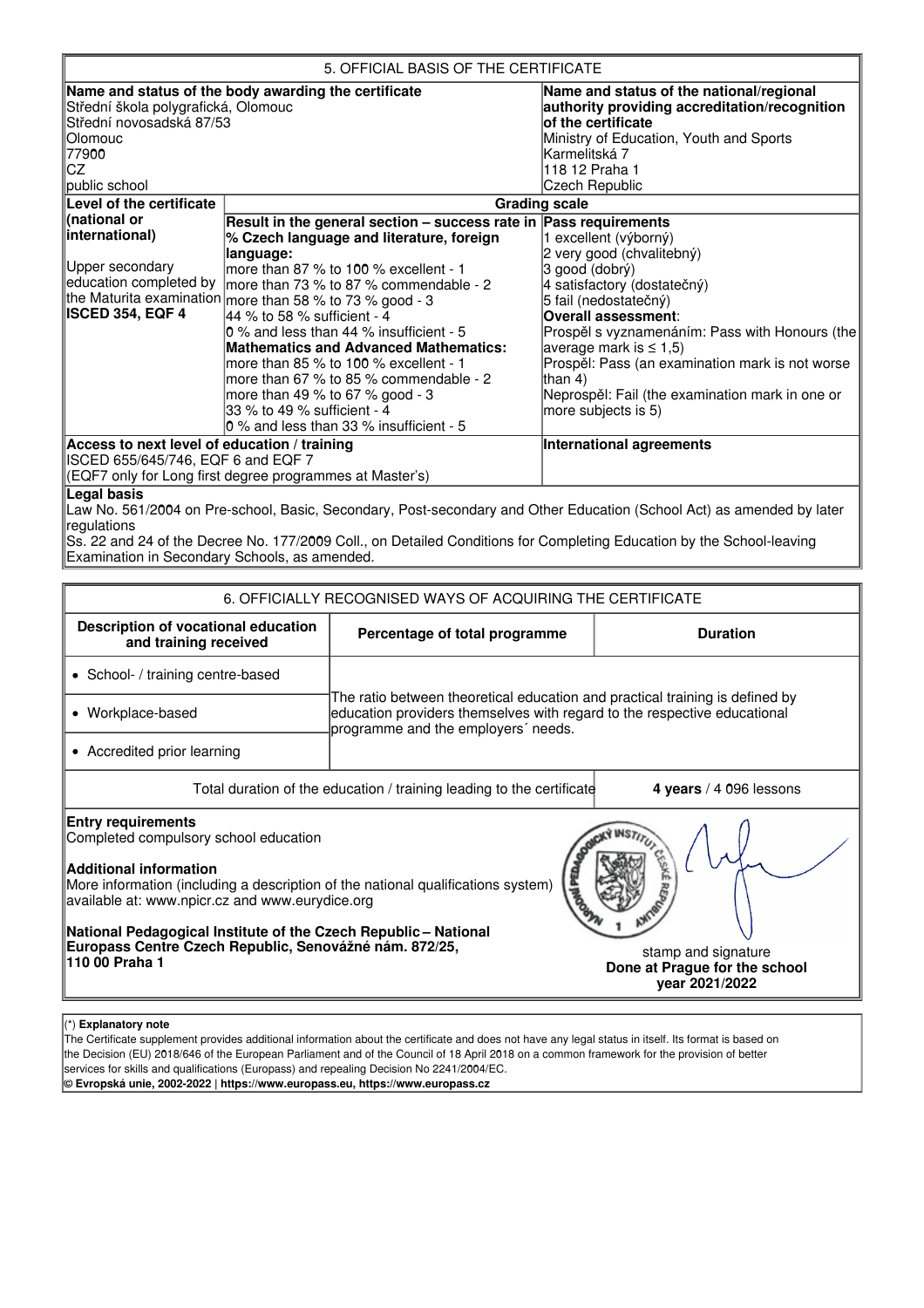## 5. OFFICIAL BASIS OF THE CERTIFICATE

| | | |
|---|---|---|
| **Name and status of the body awarding the certificate**<br>Střední škola polygrafická, Olomouc<br>Střední novosadská 87/53<br>Olomouc<br>77900<br>CZ<br>public school | | **Name and status of the national/regional authority providing accreditation/recognition of the certificate**<br>Ministry of Education, Youth and Sports<br>Karmelitská 7<br>118 12 Praha 1<br>Czech Republic |
| **Level of the certificate (national or international)** | **Grading scale** | |
| Upper secondary education completed by the Maturita examination<br>**ISCED 354, EQF 4** | **Result in the general section – success rate in % Czech language and literature, foreign language:**<br>more than 87 % to 100 % excellent - 1<br>more than 73 % to 87 % commendable - 2<br>more than 58 % to 73 % good - 3<br>44 % to 58 % sufficient - 4<br>0 % and less than 44 % insufficient - 5<br>**Mathematics and Advanced Mathematics:**<br>more than 85 % to 100 % excellent - 1<br>more than 67 % to 85 % commendable - 2<br>more than 49 % to 67 % good - 3<br>33 % to 49 % sufficient - 4<br>0 % and less than 33 % insufficient - 5 | **Pass requirements**<br>1 excellent (výborný)<br>2 very good (chvalitebný)<br>3 good (dobrý)<br>4 satisfactory (dostatečný)<br>5 fail (nedostatečný)<br>**Overall assessment**:<br>Prospěl s vyznamenáním: Pass with Honours (the average mark is ≤ 1,5)<br>Prospěl: Pass (an examination mark is not worse than 4)<br>Neprospěl: Fail (the examination mark in one or more subjects is 5) |
| **Access to next level of education / training**<br>ISCED 655/645/746, EQF 6 and EQF 7<br>(EQF7 only for Long first degree programmes at Master's) | | **International agreements** |

**Legal basis**
Law No. 561/2004 on Pre-school, Basic, Secondary, Post-secondary and Other Education (School Act) as amended by later regulations
Ss. 22 and 24 of the Decree No. 177/2009 Coll., on Detailed Conditions for Completing Education by the School-leaving Examination in Secondary Schools, as amended.

## 6. OFFICIALLY RECOGNISED WAYS OF ACQUIRING THE CERTIFICATE

| Description of vocational education and training received | Percentage of total programme | Duration |
|---|---|---|
| • School- / training centre-based | The ratio between theoretical education and practical training is defined by education providers themselves with regard to the respective educational programme and the employers´ needs. | |
| • Workplace-based | | |
| • Accredited prior learning | | |
| Total duration of the education / training leading to the certificate | | **4 years** / 4 096 lessons |

**Entry requirements**
Completed compulsory school education

**Additional information**
More information (including a description of the national qualifications system) available at: www.npicr.cz and www.eurydice.org

**National Pedagogical Institute of the Czech Republic – National Europass Centre Czech Republic, Senovážné nám. 872/25, 110 00 Praha 1**

stamp and signature
**Done at Prague for the school year 2021/2022**

(*) **Explanatory note**
The Certificate supplement provides additional information about the certificate and does not have any legal status in itself. Its format is based on the Decision (EU) 2018/646 of the European Parliament and of the Council of 18 April 2018 on a common framework for the provision of better services for skills and qualifications (Europass) and repealing Decision No 2241/2004/EC.
**© Evropská unie, 2002-2022 | https://www.europass.eu, https://www.europass.cz**